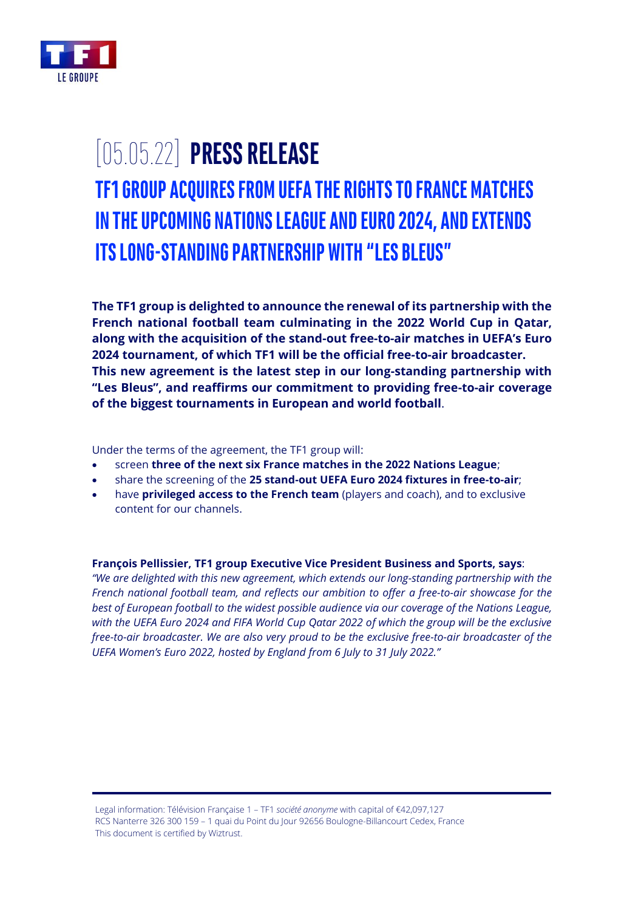# [05.05.22] PRESS RELEASE

## TF1 GROUP ACQUIRES FROM UEFA THE RIGHTS TO FRANCE MATCHES IN THE UPCOMING NATIONS LEAGUE AND EURO 2024, AND EXTENDS ITS LONG-STANDING PARTNERSHIP WITH "LES BLEUS"

**The TF1 group is delighted to announce the renewal of its partnership with the French national football team culminating in the 2022 World Cup in Qatar, along with the acquisition of the stand-out free-to-air matches in UEFA's Euro 2024 tournament, of which TF1 will be the official free-to-air broadcaster. This new agreement is the latest step in our long-standing partnership with "Les Bleus", and reaffirms our commitment to providing free-to-air coverage of the biggest tournaments in European and world football**.

Under the terms of the agreement, the TF1 group will:

- screen **three of the next six France matches in the 2022 Nations League**;
- share the screening of the **25 stand-out UEFA Euro 2024 fixtures in free-to-air**;
- have **privileged access to the French team** (players and coach), and to exclusive content for our channels.

**François Pellissier, TF1 group Executive Vice President Business and Sports, says**:
*"We are delighted with this new agreement, which extends our long-standing partnership with the French national football team, and reflects our ambition to offer a free-to-air showcase for the best of European football to the widest possible audience via our coverage of the Nations League, with the UEFA Euro 2024 and FIFA World Cup Qatar 2022 of which the group will be the exclusive free-to-air broadcaster. We are also very proud to be the exclusive free-to-air broadcaster of the UEFA Women's Euro 2022, hosted by England from 6 July to 31 July 2022."*

Legal information: Télévision Française 1 – TF1 *société anonyme* with capital of €42,097,127
RCS Nanterre 326 300 159 – 1 quai du Point du Jour 92656 Boulogne-Billancourt Cedex, France
This document is certified by Wiztrust.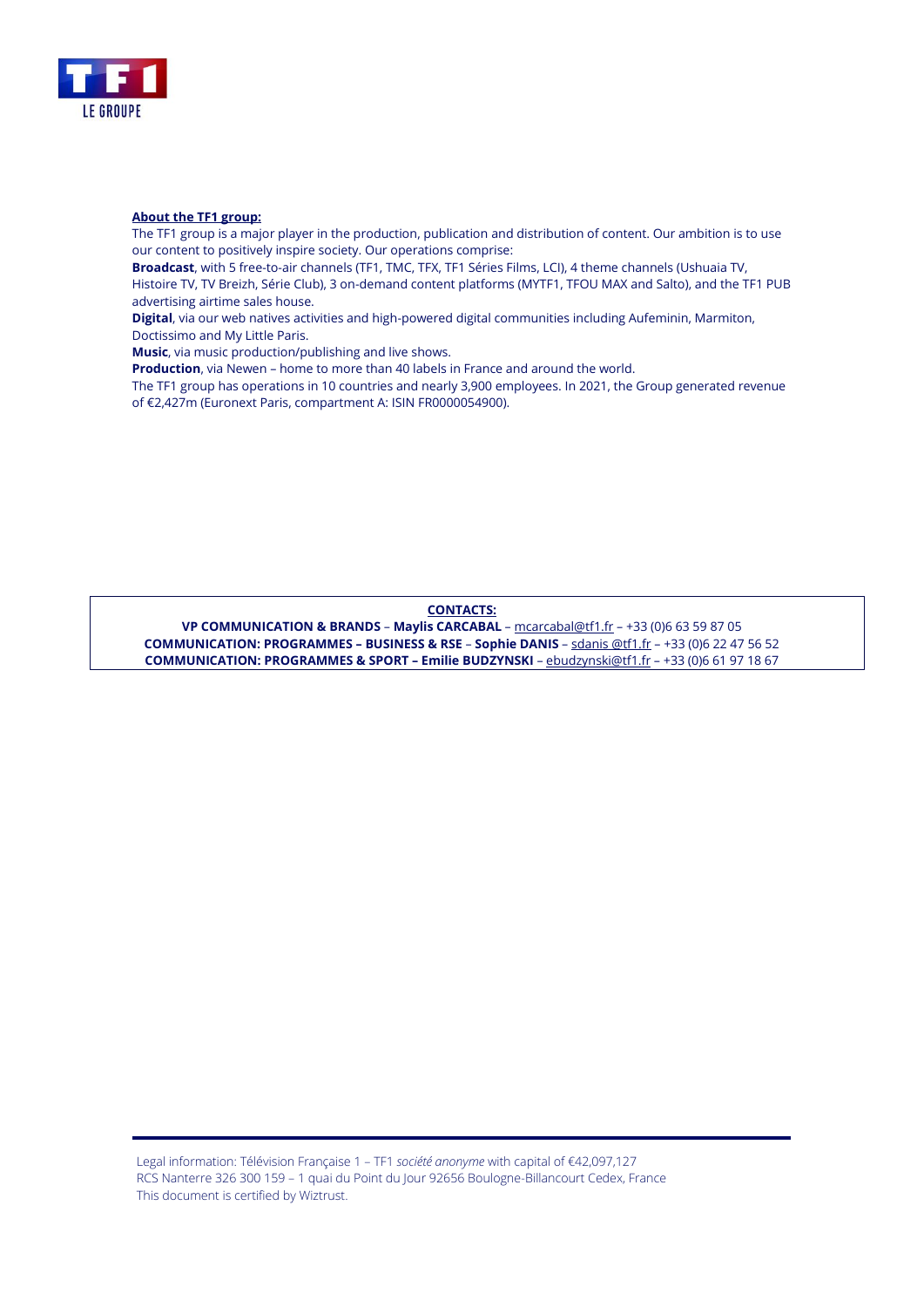**About the TF1 group:**

The TF1 group is a major player in the production, publication and distribution of content. Our ambition is to use our content to positively inspire society. Our operations comprise:

**Broadcast**, with 5 free-to-air channels (TF1, TMC, TFX, TF1 Séries Films, LCI), 4 theme channels (Ushuaia TV, Histoire TV, TV Breizh, Série Club), 3 on-demand content platforms (MYTF1, TFOU MAX and Salto), and the TF1 PUB advertising airtime sales house.

**Digital**, via our web natives activities and high-powered digital communities including Aufeminin, Marmiton, Doctissimo and My Little Paris.

**Music**, via music production/publishing and live shows.

**Production**, via Newen – home to more than 40 labels in France and around the world.

The TF1 group has operations in 10 countries and nearly 3,900 employees. In 2021, the Group generated revenue of €2,427m (Euronext Paris, compartment A: ISIN FR0000054900).

**CONTACTS:**

**VP COMMUNICATION & BRANDS** – **Maylis CARCABAL** – mcarcabal@tf1.fr – +33 (0)6 63 59 87 05
**COMMUNICATION: PROGRAMMES – BUSINESS & RSE** – **Sophie DANIS** – sdanis @tf1.fr – +33 (0)6 22 47 56 52
**COMMUNICATION: PROGRAMMES & SPORT – Emilie BUDZYNSKI** – ebudzynski@tf1.fr – +33 (0)6 61 97 18 67

Legal information: Télévision Française 1 – TF1 *société anonyme* with capital of €42,097,127
RCS Nanterre 326 300 159 – 1 quai du Point du Jour 92656 Boulogne-Billancourt Cedex, France
This document is certified by Wiztrust.